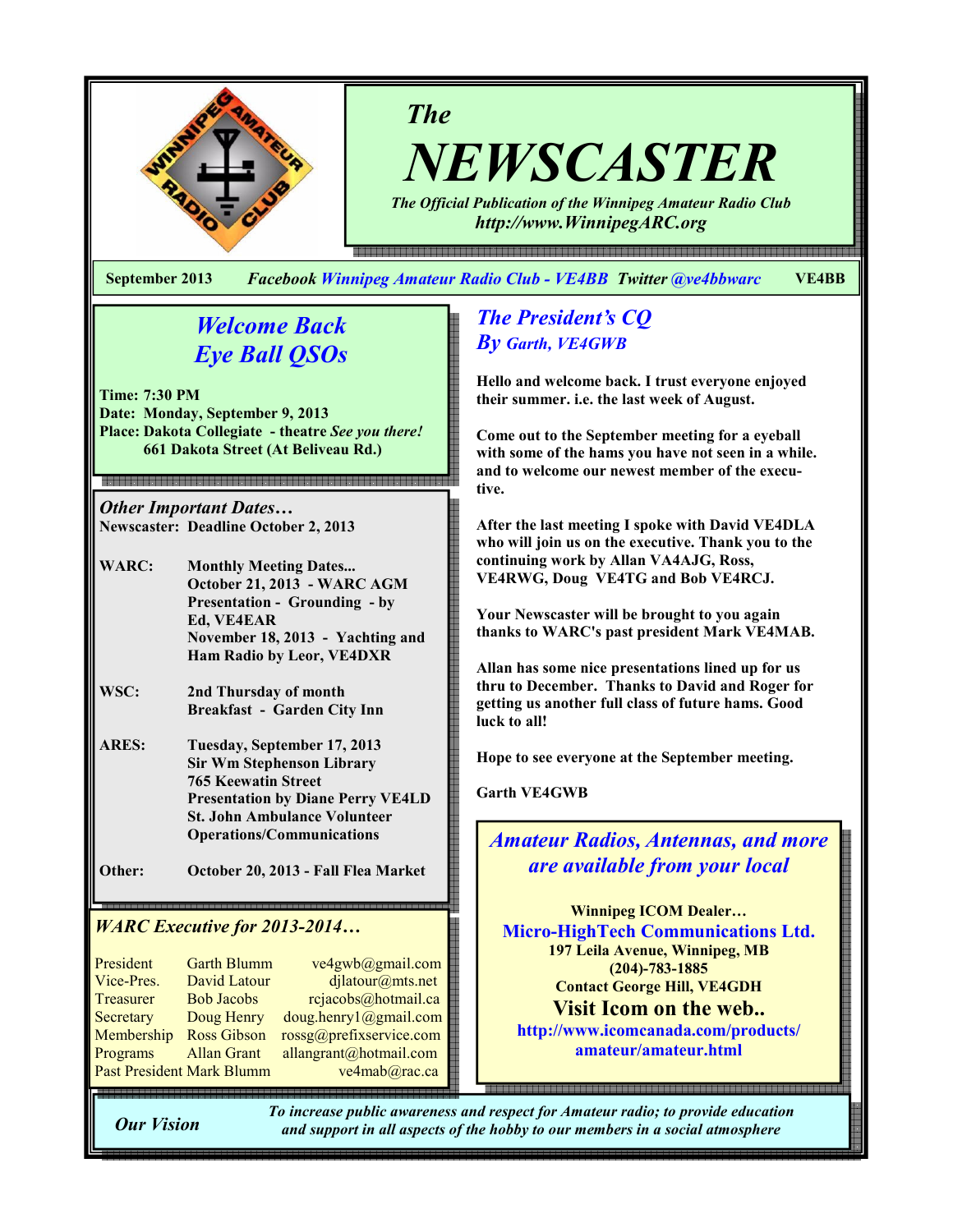# The NEWSCASTER

*The Official Publication of the Winnipeg Amateur Radio Club*
*http://www.WinnipegARC.org*

**September 2013** *Facebook* Winnipeg Amateur Radio Club - VE4BB *Twitter* @ve4bbwarc **VE4BB**

## Welcome Back Eye Ball QSOs

**Time: 7:30 PM**
**Date: Monday, September 9, 2013**
**Place: Dakota Collegiate - theatre** *See you there!*
**661 Dakota Street (At Beliveau Rd.)**

## *Other Important Dates…*

**Newscaster: Deadline October 2, 2013**

**WARC:** Monthly Meeting Dates...
October 21, 2013 - WARC AGM
Presentation - Grounding - by Ed, VE4EAR
November 18, 2013 - Yachting and Ham Radio by Leor, VE4DXR

**WSC:** 2nd Thursday of month
Breakfast - Garden City Inn

**ARES:** Tuesday, September 17, 2013
Sir Wm Stephenson Library
765 Keewatin Street
Presentation by Diane Perry VE4LD
St. John Ambulance Volunteer Operations/Communications

**Other:** October 20, 2013 - Fall Flea Market

## *WARC Executive for 2013-2014…*

| | | |
|---|---|---|
| President | Garth Blumm | ve4gwb@gmail.com |
| Vice-Pres. | David Latour | djlatour@mts.net |
| Treasurer | Bob Jacobs | rcjacobs@hotmail.ca |
| Secretary | Doug Henry | doug.henry1@gmail.com |
| Membership | Ross Gibson | rossg@prefixservice.com |
| Programs | Allan Grant | allangrant@hotmail.com |
| Past President | Mark Blumm | ve4mab@rac.ca |

## The President's CQ
### By Garth, VE4GWB

Hello and welcome back. I trust everyone enjoyed their summer. i.e. the last week of August.

Come out to the September meeting for a eyeball with some of the hams you have not seen in a while. and to welcome our newest member of the executive.

After the last meeting I spoke with David VE4DLA who will join us on the executive. Thank you to the continuing work by Allan VA4AJG, Ross, VE4RWG, Doug VE4TG and Bob VE4RCJ.

Your Newscaster will be brought to you again thanks to WARC's past president Mark VE4MAB.

Allan has some nice presentations lined up for us thru to December. Thanks to David and Roger for getting us another full class of future hams. Good luck to all!

Hope to see everyone at the September meeting.

Garth VE4GWB

## *Amateur Radios, Antennas, and more are available from your local*

**Winnipeg ICOM Dealer…**
**Micro-HighTech Communications Ltd.**
**197 Leila Avenue, Winnipeg, MB**
**(204)-783-1885**
**Contact George Hill, VE4GDH**
**Visit Icom on the web..**
**http://www.icomcanada.com/products/amateur/amateur.html**

**Our Vision** — *To increase public awareness and respect for Amateur radio; to provide education and support in all aspects of the hobby to our members in a social atmosphere*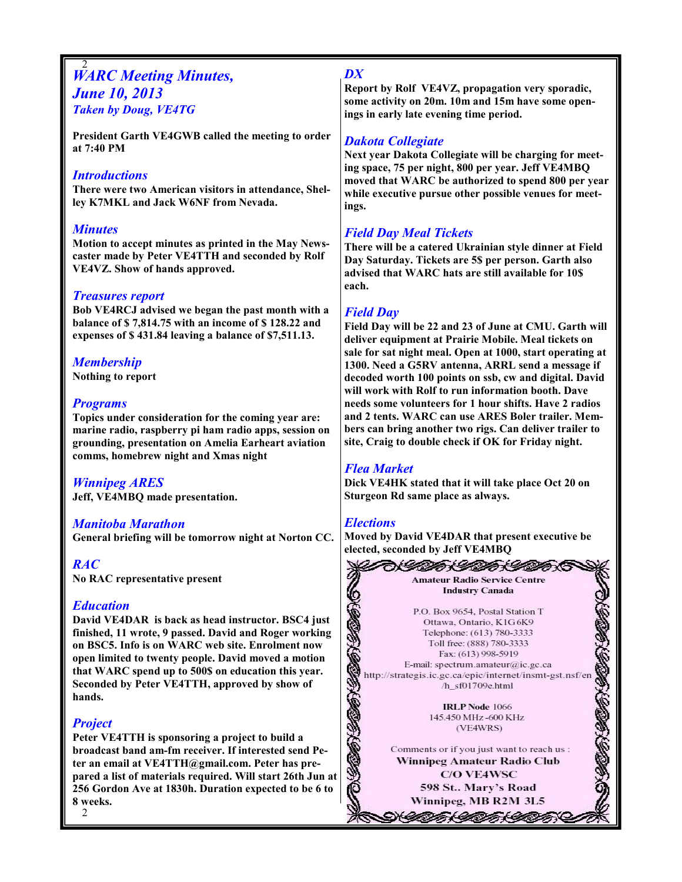# WARC Meeting Minutes, June 10, 2013

### Taken by Doug, VE4TG

**President Garth VE4GWB called the meeting to order at 7:40 PM**

## Introductions

**There were two American visitors in attendance, Shelley K7MKL and Jack W6NF from Nevada.**

## Minutes

**Motion to accept minutes as printed in the May Newscaster made by Peter VE4TTH and seconded by Rolf VE4VZ. Show of hands approved.**

## Treasures report

**Bob VE4RCJ advised we began the past month with a balance of $ 7,814.75 with an income of $ 128.22 and expenses of $ 431.84 leaving a balance of $7,511.13.**

## Membership

**Nothing to report**

## Programs

**Topics under consideration for the coming year are: marine radio, raspberry pi ham radio apps, session on grounding, presentation on Amelia Earheart aviation comms, homebrew night and Xmas night**

## Winnipeg ARES

**Jeff, VE4MBQ made presentation.**

## Manitoba Marathon

**General briefing will be tomorrow night at Norton CC.**

## RAC

**No RAC representative present**

## Education

**David VE4DAR is back as head instructor. BSC4 just finished, 11 wrote, 9 passed. David and Roger working on BSC5. Info is on WARC web site. Enrolment now open limited to twenty people. David moved a motion that WARC spend up to 500$ on education this year. Seconded by Peter VE4TTH, approved by show of hands.**

## Project

**Peter VE4TTH is sponsoring a project to build a broadcast band am-fm receiver. If interested send Peter an email at VE4TTH@gmail.com. Peter has prepared a list of materials required. Will start 26th Jun at 256 Gordon Ave at 1830h. Duration expected to be 6 to 8 weeks.**

## DX

**Report by Rolf VE4VZ, propagation very sporadic, some activity on 20m. 10m and 15m have some openings in early late evening time period.**

## Dakota Collegiate

**Next year Dakota Collegiate will be charging for meeting space, 75 per night, 800 per year. Jeff VE4MBQ moved that WARC be authorized to spend 800 per year while executive pursue other possible venues for meetings.**

## Field Day Meal Tickets

**There will be a catered Ukrainian style dinner at Field Day Saturday. Tickets are 5$ per person. Garth also advised that WARC hats are still available for 10$ each.**

## Field Day

**Field Day will be 22 and 23 of June at CMU. Garth will deliver equipment at Prairie Mobile. Meal tickets on sale for sat night meal. Open at 1000, start operating at 1300. Need a G5RV antenna, ARRL send a message if decoded worth 100 points on ssb, cw and digital. David will work with Rolf to run information booth. Dave needs some volunteers for 1 hour shifts. Have 2 radios and 2 tents. WARC can use ARES Boler trailer. Members can bring another two rigs. Can deliver trailer to site, Craig to double check if OK for Friday night.**

## Flea Market

**Dick VE4HK stated that it will take place Oct 20 on Sturgeon Rd same place as always.**

## Elections

**Moved by David VE4DAR that present executive be elected, seconded by Jeff VE4MBQ**

---

**Amateur Radio Service Centre**
**Industry Canada**

P.O. Box 9654, Postal Station T
Ottawa, Ontario, K1G 6K9
Telephone: (613) 780-3333
Toll free: (888) 780-3333
Fax: (613) 998-5919
E-mail: spectrum.amateur@ic.gc.ca
http://strategis.ic.gc.ca/epic/internet/insmt-gst.nsf/en/h_sf01709e.html

**IRLP Node** 1066
145.450 MHz -600 KHz
(VE4WRS)

Comments or if you just want to reach us :
**Winnipeg Amateur Radio Club**
**C/O VE4WSC**
**598 St.. Mary's Road**
**Winnipeg, MB R2M 3L5**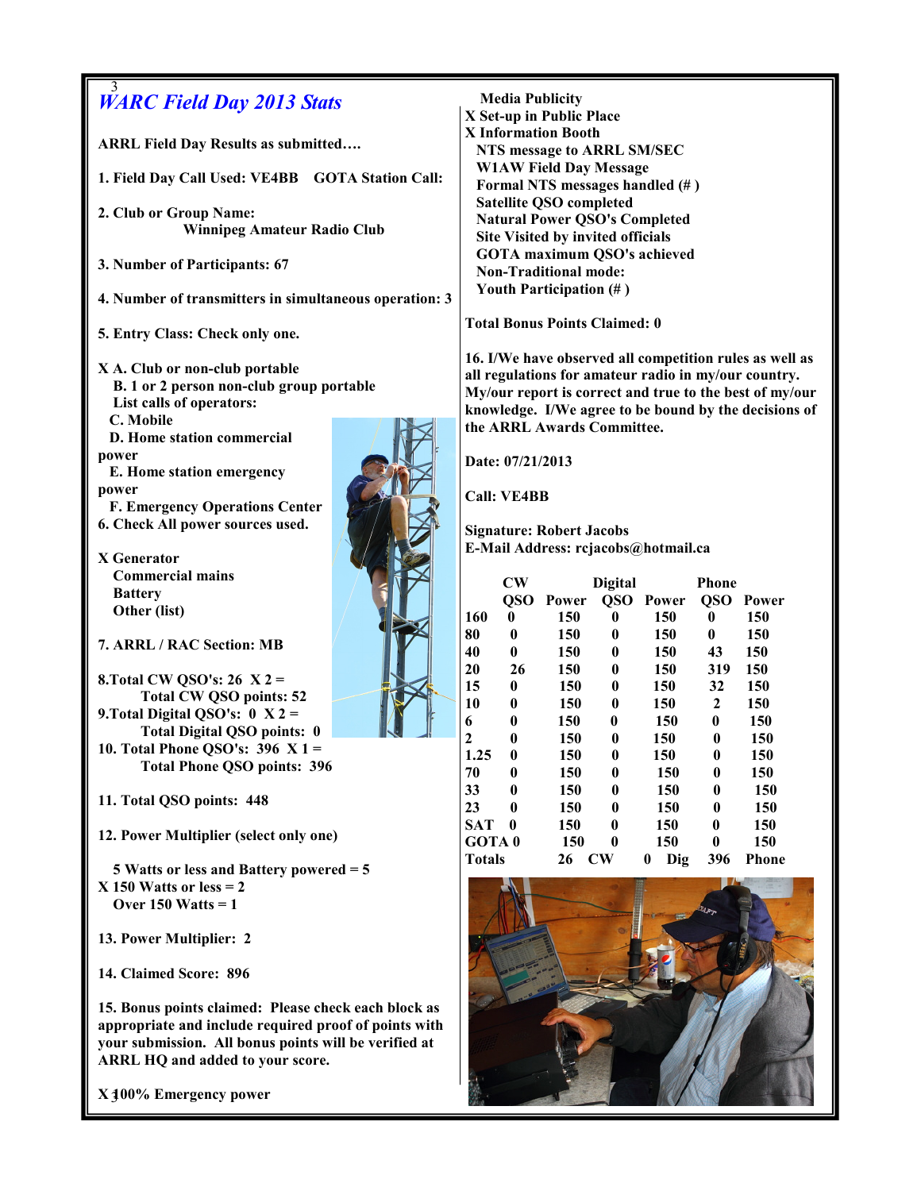# WARC Field Day 2013 Stats

**ARRL Field Day Results as submitted….**

**1. Field Day Call Used: VE4BB    GOTA Station Call:**

**2. Club or Group Name:**
**Winnipeg Amateur Radio Club**

**3. Number of Participants: 67**

**4. Number of transmitters in simultaneous operation: 3**

**5. Entry Class: Check only one.**

**X A. Club or non-club portable**
**B. 1 or 2 person non-club group portable**
**List calls of operators:**
**C. Mobile**
**D. Home station commercial power**
**E. Home station emergency power**
**F. Emergency Operations Center**

**6. Check All power sources used.**

**X Generator**
**Commercial mains**
**Battery**
**Other (list)**

**7. ARRL / RAC Section: MB**

**8.Total CW QSO's: 26  X 2 =**
**Total CW QSO points: 52**

**9.Total Digital QSO's: 0  X 2 =**
**Total Digital QSO points: 0**

**10. Total Phone QSO's: 396  X 1 =**
**Total Phone QSO points: 396**

**11. Total QSO points: 448**

**12. Power Multiplier (select only one)**

**5 Watts or less and Battery powered = 5**
**X 150 Watts or less = 2**
**Over 150 Watts = 1**

**13. Power Multiplier: 2**

**14. Claimed Score: 896**

**15. Bonus points claimed: Please check each block as appropriate and include required proof of points with your submission. All bonus points will be verified at ARRL HQ and added to your score.**

**X 100% Emergency power**
**Media Publicity**
**X Set-up in Public Place**
**X Information Booth**
**NTS message to ARRL SM/SEC**
**W1AW Field Day Message**
**Formal NTS messages handled (# )**
**Satellite QSO completed**
**Natural Power QSO's Completed**
**Site Visited by invited officials**
**GOTA maximum QSO's achieved**
**Non-Traditional mode:**
**Youth Participation (# )**

**Total Bonus Points Claimed: 0**

**16. I/We have observed all competition rules as well as all regulations for amateur radio in my/our country. My/our report is correct and true to the best of my/our knowledge. I/We agree to be bound by the decisions of the ARRL Awards Committee.**

**Date: 07/21/2013**

**Call: VE4BB**

**Signature: Robert Jacobs**
**E-Mail Address: rcjacobs@hotmail.ca**

| | CW | | Digital | | Phone | |
|---|---|---|---|---|---|---|
| | QSO | Power | QSO | Power | QSO | Power |
| 160 | 0 | 150 | 0 | 150 | 0 | 150 |
| 80 | 0 | 150 | 0 | 150 | 0 | 150 |
| 40 | 0 | 150 | 0 | 150 | 43 | 150 |
| 20 | 26 | 150 | 0 | 150 | 319 | 150 |
| 15 | 0 | 150 | 0 | 150 | 32 | 150 |
| 10 | 0 | 150 | 0 | 150 | 2 | 150 |
| 6 | 0 | 150 | 0 | 150 | 0 | 150 |
| 2 | 0 | 150 | 0 | 150 | 0 | 150 |
| 1.25 | 0 | 150 | 0 | 150 | 0 | 150 |
| 70 | 0 | 150 | 0 | 150 | 0 | 150 |
| 33 | 0 | 150 | 0 | 150 | 0 | 150 |
| 23 | 0 | 150 | 0 | 150 | 0 | 150 |
| SAT | 0 | 150 | 0 | 150 | 0 | 150 |
| GOTA | 0 | 150 | 0 | 150 | 0 | 150 |
| Totals | 26 | CW | 0 | Dig | 396 | Phone |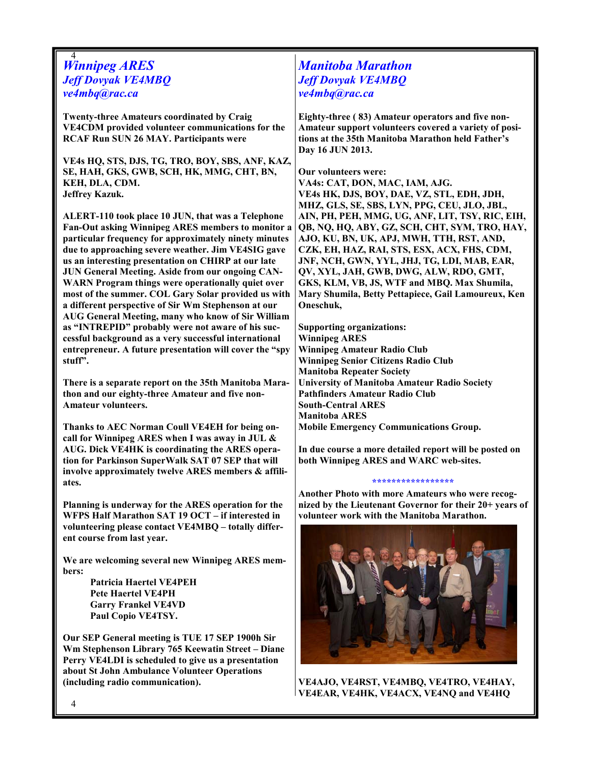## *Winnipeg ARES*
### *Jeff Dovyak VE4MBQ*
### *ve4mbq@rac.ca*

**Twenty-three Amateurs coordinated by Craig VE4CDM provided volunteer communications for the RCAF Run SUN 26 MAY. Participants were**

**VE4s HQ, STS, DJS, TG, TRO, BOY, SBS, ANF, KAZ, SE, HAH, GKS, GWB, SCH, HK, MMG, CHT, BN, KEH, DLA, CDM.**
**Jeffrey Kazuk.**

**ALERT-110 took place 10 JUN, that was a Telephone Fan-Out asking Winnipeg ARES members to monitor a particular frequency for approximately ninety minutes due to approaching severe weather. Jim VE4SIG gave us an interesting presentation on CHIRP at our late JUN General Meeting. Aside from our ongoing CAN-WARN Program things were operationally quiet over most of the summer. COL Gary Solar provided us with a different perspective of Sir Wm Stephenson at our AUG General Meeting, many who know of Sir William as "INTREPID" probably were not aware of his successful background as a very successful international entrepreneur. A future presentation will cover the "spy stuff".**

**There is a separate report on the 35th Manitoba Marathon and our eighty-three Amateur and five non-Amateur volunteers.**

**Thanks to AEC Norman Coull VE4EH for being on-call for Winnipeg ARES when I was away in JUL & AUG. Dick VE4HK is coordinating the ARES operation for Parkinson SuperWalk SAT 07 SEP that will involve approximately twelve ARES members & affiliates.**

**Planning is underway for the ARES operation for the WFPS Half Marathon SAT 19 OCT – if interested in volunteering please contact VE4MBQ – totally different course from last year.**

**We are welcoming several new Winnipeg ARES members:**

> **Patricia Haertel VE4PEH**
> **Pete Haertel VE4PH**
> **Garry Frankel VE4VD**
> **Paul Copio VE4TSY.**

**Our SEP General meeting is TUE 17 SEP 1900h Sir Wm Stephenson Library 765 Keewatin Street – Diane Perry VE4LDI is scheduled to give us a presentation about St John Ambulance Volunteer Operations (including radio communication).**

## *Manitoba Marathon*
### *Jeff Dovyak VE4MBQ*
### *ve4mbq@rac.ca*

**Eighty-three ( 83) Amateur operators and five non-Amateur support volunteers covered a variety of positions at the 35th Manitoba Marathon held Father's Day 16 JUN 2013.**

**Our volunteers were:**
**VA4s: CAT, DON, MAC, IAM, AJG.**
**VE4s HK, DJS, BOY, DAE, VZ, STL, EDH, JDH, MHZ, GLS, SE, SBS, LYN, PPG, CEU, JLO, JBL, AIN, PH, PEH, MMG, UG, ANF, LIT, TSY, RIC, EIH, QB, NQ, HQ, ABY, GZ, SCH, CHT, SYM, TRO, HAY, AJO, KU, BN, UK, APJ, MWH, TTH, RST, AND, CZK, EH, HAZ, RAI, STS, ESX, ACX, FHS, CDM, JNF, NCH, GWN, YYL, JHJ, TG, LDI, MAB, EAR, QV, XYL, JAH, GWB, DWG, ALW, RDO, GMT, GKS, KLM, VB, JS, WTF and MBQ. Max Shumila, Mary Shumila, Betty Pettapiece, Gail Lamoureux, Ken Oneschuk,**

**Supporting organizations:**
**Winnipeg ARES**
**Winnipeg Amateur Radio Club**
**Winnipeg Senior Citizens Radio Club**
**Manitoba Repeater Society**
**University of Manitoba Amateur Radio Society**
**Pathfinders Amateur Radio Club**
**South-Central ARES**
**Manitoba ARES**
**Mobile Emergency Communications Group.**

**In due course a more detailed report will be posted on both Winnipeg ARES and WARC web-sites.**

*****************

**Another Photo with more Amateurs who were recognized by the Lieutenant Governor for their 20+ years of volunteer work with the Manitoba Marathon.**

**VE4AJO, VE4RST, VE4MBQ, VE4TRO, VE4HAY, VE4EAR, VE4HK, VE4ACX, VE4NQ and VE4HQ**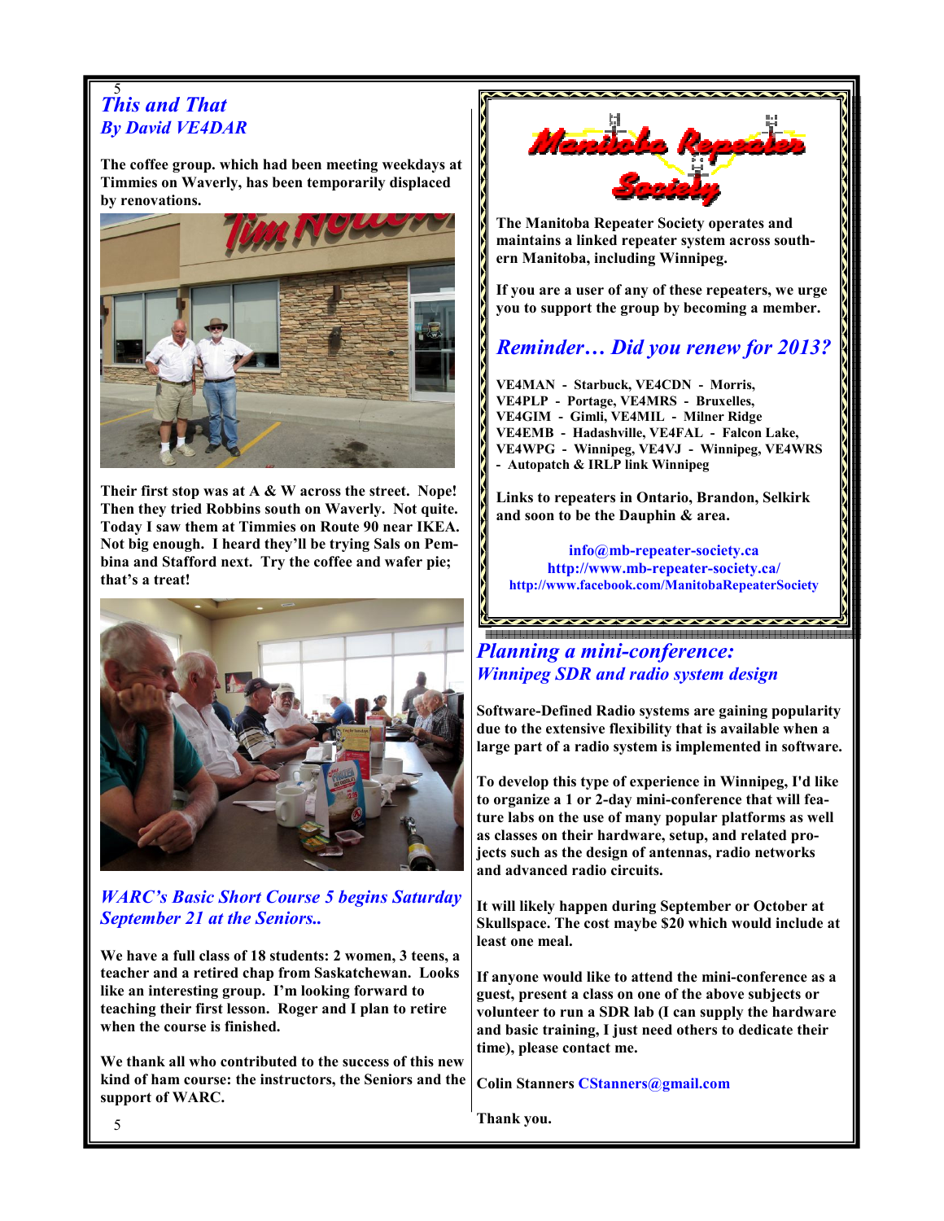## *This and That*
### *By David VE4DAR*

**The coffee group. which had been meeting weekdays at Timmies on Waverly, has been temporarily displaced by renovations.**

**Their first stop was at A & W across the street. Nope! Then they tried Robbins south on Waverly. Not quite. Today I saw them at Timmies on Route 90 near IKEA. Not big enough. I heard they'll be trying Sals on Pembina and Stafford next. Try the coffee and wafer pie; that's a treat!**

## *WARC's Basic Short Course 5 begins Saturday September 21 at the Seniors..*

**We have a full class of 18 students: 2 women, 3 teens, a teacher and a retired chap from Saskatchewan. Looks like an interesting group. I'm looking forward to teaching their first lesson. Roger and I plan to retire when the course is finished.**

**We thank all who contributed to the success of this new kind of ham course: the instructors, the Seniors and the support of WARC.**

---

**Manitoba Repeater Society**

**The Manitoba Repeater Society operates and maintains a linked repeater system across southern Manitoba, including Winnipeg.**

**If you are a user of any of these repeaters, we urge you to support the group by becoming a member.**

## *Reminder… Did you renew for 2013?*

**VE4MAN - Starbuck, VE4CDN - Morris,**
**VE4PLP - Portage, VE4MRS - Bruxelles,**
**VE4GIM - Gimli, VE4MIL - Milner Ridge**
**VE4EMB - Hadashville, VE4FAL - Falcon Lake,**
**VE4WPG - Winnipeg, VE4VJ - Winnipeg, VE4WRS - Autopatch & IRLP link Winnipeg**

**Links to repeaters in Ontario, Brandon, Selkirk and soon to be the Dauphin & area.**

**info@mb-repeater-society.ca**
**http://www.mb-repeater-society.ca/**
**http://www.facebook.com/ManitobaRepeaterSociety**

---

## *Planning a mini-conference:*
### *Winnipeg SDR and radio system design*

**Software-Defined Radio systems are gaining popularity due to the extensive flexibility that is available when a large part of a radio system is implemented in software.**

**To develop this type of experience in Winnipeg, I'd like to organize a 1 or 2-day mini-conference that will feature labs on the use of many popular platforms as well as classes on their hardware, setup, and related projects such as the design of antennas, radio networks and advanced radio circuits.**

**It will likely happen during September or October at Skullspace. The cost maybe $20 which would include at least one meal.**

**If anyone would like to attend the mini-conference as a guest, present a class on one of the above subjects or volunteer to run a SDR lab (I can supply the hardware and basic training, I just need others to dedicate their time), please contact me.**

**Colin Stanners CStanners@gmail.com**

**Thank you.**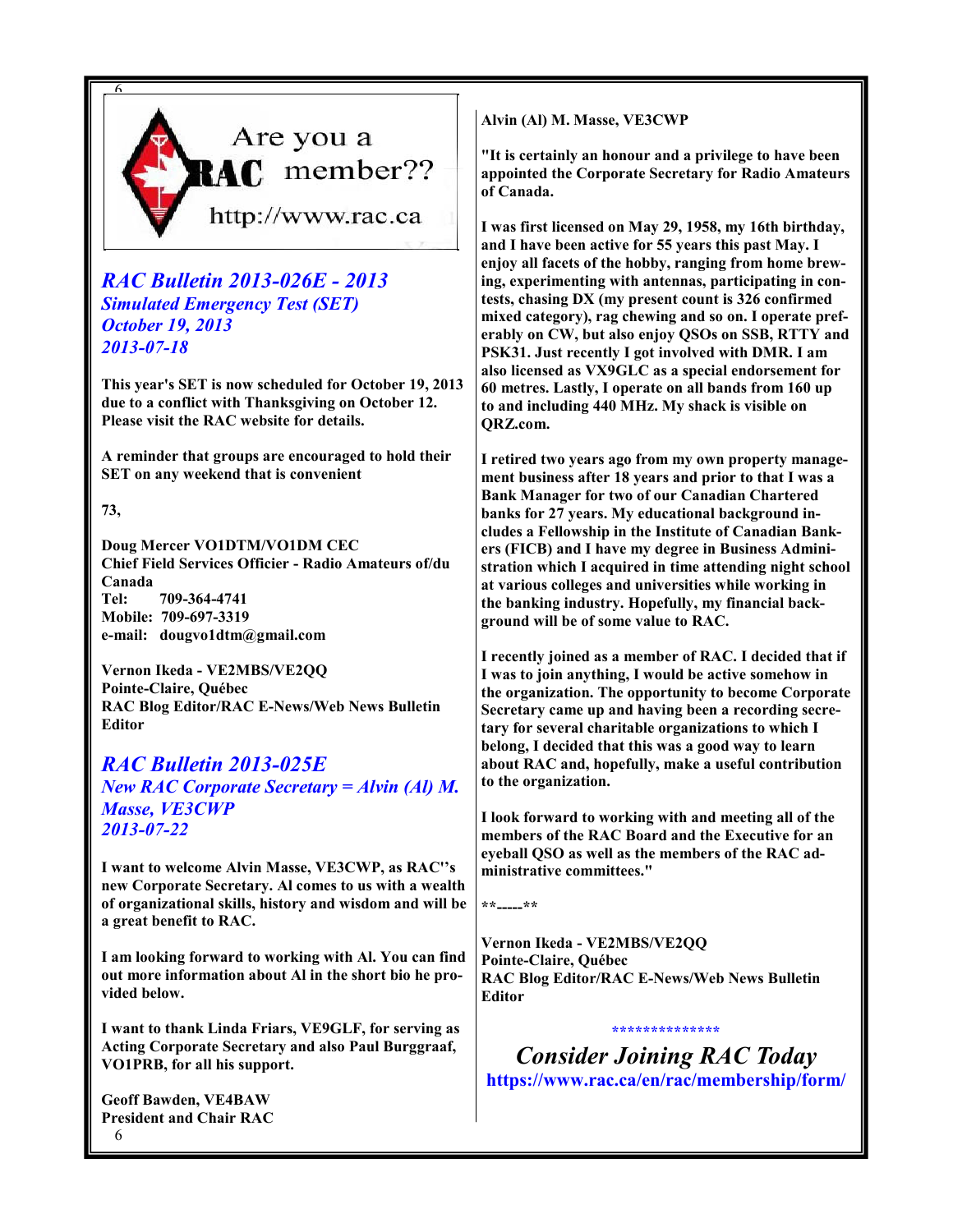Are you a RAC member??

http://www.rac.ca

## *RAC Bulletin 2013-026E - 2013*
### *Simulated Emergency Test (SET)*
### *October 19, 2013*
### *2013-07-18*

**This year's SET is now scheduled for October 19, 2013 due to a conflict with Thanksgiving on October 12. Please visit the RAC website for details.**

**A reminder that groups are encouraged to hold their SET on any weekend that is convenient**

**73,**

**Doug Mercer VO1DTM/VO1DM CEC**
**Chief Field Services Officier - Radio Amateurs of/du Canada**
**Tel: 709-364-4741**
**Mobile: 709-697-3319**
**e-mail: dougvo1dtm@gmail.com**

**Vernon Ikeda - VE2MBS/VE2QQ**
**Pointe-Claire, Québec**
**RAC Blog Editor/RAC E-News/Web News Bulletin Editor**

## *RAC Bulletin 2013-025E*
### *New RAC Corporate Secretary = Alvin (Al) M. Masse, VE3CWP*
### *2013-07-22*

**I want to welcome Alvin Masse, VE3CWP, as RAC''s new Corporate Secretary. Al comes to us with a wealth of organizational skills, history and wisdom and will be a great benefit to RAC.**

**I am looking forward to working with Al. You can find out more information about Al in the short bio he provided below.**

**I want to thank Linda Friars, VE9GLF, for serving as Acting Corporate Secretary and also Paul Burggraaf, VO1PRB, for all his support.**

**Geoff Bawden, VE4BAW**
**President and Chair RAC**

**Alvin (Al) M. Masse, VE3CWP**

**"It is certainly an honour and a privilege to have been appointed the Corporate Secretary for Radio Amateurs of Canada.**

**I was first licensed on May 29, 1958, my 16th birthday, and I have been active for 55 years this past May. I enjoy all facets of the hobby, ranging from home brewing, experimenting with antennas, participating in contests, chasing DX (my present count is 326 confirmed mixed category), rag chewing and so on. I operate preferably on CW, but also enjoy QSOs on SSB, RTTY and PSK31. Just recently I got involved with DMR. I am also licensed as VX9GLC as a special endorsement for 60 metres. Lastly, I operate on all bands from 160 up to and including 440 MHz. My shack is visible on QRZ.com.**

**I retired two years ago from my own property management business after 18 years and prior to that I was a Bank Manager for two of our Canadian Chartered banks for 27 years. My educational background includes a Fellowship in the Institute of Canadian Bankers (FICB) and I have my degree in Business Administration which I acquired in time attending night school at various colleges and universities while working in the banking industry. Hopefully, my financial background will be of some value to RAC.**

**I recently joined as a member of RAC. I decided that if I was to join anything, I would be active somehow in the organization. The opportunity to become Corporate Secretary came up and having been a recording secretary for several charitable organizations to which I belong, I decided that this was a good way to learn about RAC and, hopefully, make a useful contribution to the organization.**

**I look forward to working with and meeting all of the members of the RAC Board and the Executive for an eyeball QSO as well as the members of the RAC administrative committees."**

**\*\*-----\*\***

**Vernon Ikeda - VE2MBS/VE2QQ**
**Pointe-Claire, Québec**
**RAC Blog Editor/RAC E-News/Web News Bulletin Editor**

**************

## *Consider Joining RAC Today*

**https://www.rac.ca/en/rac/membership/form/**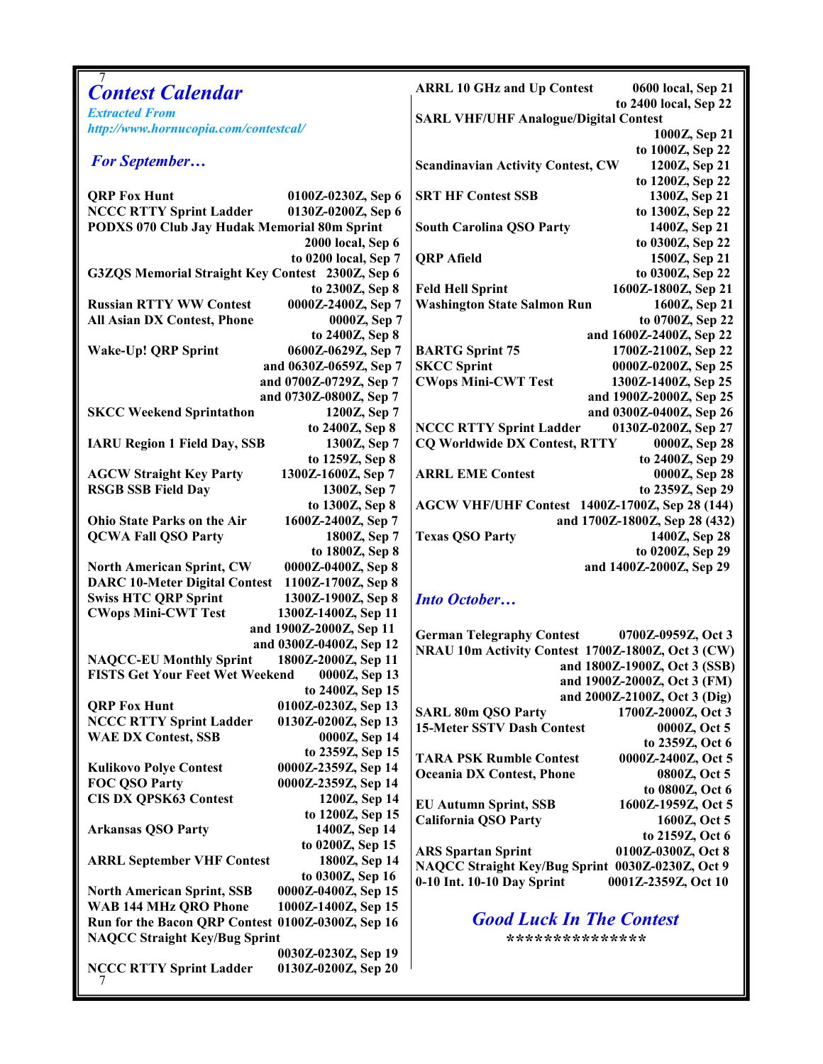# Contest Calendar

*Extracted From*
*http://www.hornucopia.com/contestcal/*

## *For September…*

| Contest | Time |
|---|---|
| QRP Fox Hunt | 0100Z-0230Z, Sep 6 |
| NCCC RTTY Sprint Ladder | 0130Z-0200Z, Sep 6 |
| PODXS 070 Club Jay Hudak Memorial 80m Sprint | 2000 local, Sep 6 to 0200 local, Sep 7 |
| G3ZQS Memorial Straight Key Contest | 2300Z, Sep 6 to 2300Z, Sep 8 |
| Russian RTTY WW Contest | 0000Z-2400Z, Sep 7 |
| All Asian DX Contest, Phone | 0000Z, Sep 7 to 2400Z, Sep 8 |
| Wake-Up! QRP Sprint | 0600Z-0629Z, Sep 7 and 0630Z-0659Z, Sep 7 and 0700Z-0729Z, Sep 7 and 0730Z-0800Z, Sep 7 |
| SKCC Weekend Sprintathon | 1200Z, Sep 7 to 2400Z, Sep 8 |
| IARU Region 1 Field Day, SSB | 1300Z, Sep 7 to 1259Z, Sep 8 |
| AGCW Straight Key Party | 1300Z-1600Z, Sep 7 |
| RSGB SSB Field Day | 1300Z, Sep 7 to 1300Z, Sep 8 |
| Ohio State Parks on the Air | 1600Z-2400Z, Sep 7 |
| QCWA Fall QSO Party | 1800Z, Sep 7 to 1800Z, Sep 8 |
| North American Sprint, CW | 0000Z-0400Z, Sep 8 |
| DARC 10-Meter Digital Contest | 1100Z-1700Z, Sep 8 |
| Swiss HTC QRP Sprint | 1300Z-1900Z, Sep 8 |
| CWops Mini-CWT Test | 1300Z-1400Z, Sep 11 and 1900Z-2000Z, Sep 11 and 0300Z-0400Z, Sep 12 |
| NAQCC-EU Monthly Sprint | 1800Z-2000Z, Sep 11 |
| FISTS Get Your Feet Wet Weekend | 0000Z, Sep 13 to 2400Z, Sep 15 |
| QRP Fox Hunt | 0100Z-0230Z, Sep 13 |
| NCCC RTTY Sprint Ladder | 0130Z-0200Z, Sep 13 |
| WAE DX Contest, SSB | 0000Z, Sep 14 to 2359Z, Sep 15 |
| Kulikovo Polye Contest | 0000Z-2359Z, Sep 14 |
| FOC QSO Party | 0000Z-2359Z, Sep 14 |
| CIS DX QPSK63 Contest | 1200Z, Sep 14 to 1200Z, Sep 15 |
| Arkansas QSO Party | 1400Z, Sep 14 to 0200Z, Sep 15 |
| ARRL September VHF Contest | 1800Z, Sep 14 to 0300Z, Sep 16 |
| North American Sprint, SSB | 0000Z-0400Z, Sep 15 |
| WAB 144 MHz QRO Phone | 1000Z-1400Z, Sep 15 |
| Run for the Bacon QRP Contest | 0100Z-0300Z, Sep 16 |
| NAQCC Straight Key/Bug Sprint | 0030Z-0230Z, Sep 19 |
| NCCC RTTY Sprint Ladder | 0130Z-0200Z, Sep 20 |
| ARRL 10 GHz and Up Contest | 0600 local, Sep 21 to 2400 local, Sep 22 |
| SARL VHF/UHF Analogue/Digital Contest | 1000Z, Sep 21 to 1000Z, Sep 22 |
| Scandinavian Activity Contest, CW | 1200Z, Sep 21 to 1200Z, Sep 22 |
| SRT HF Contest SSB | 1300Z, Sep 21 to 1300Z, Sep 22 |
| South Carolina QSO Party | 1400Z, Sep 21 to 0300Z, Sep 22 |
| QRP Afield | 1500Z, Sep 21 to 0300Z, Sep 22 |
| Feld Hell Sprint | 1600Z-1800Z, Sep 21 |
| Washington State Salmon Run | 1600Z, Sep 21 to 0700Z, Sep 22 and 1600Z-2400Z, Sep 22 |
| BARTG Sprint 75 | 1700Z-2100Z, Sep 22 |
| SKCC Sprint | 0000Z-0200Z, Sep 25 |
| CWops Mini-CWT Test | 1300Z-1400Z, Sep 25 and 1900Z-2000Z, Sep 25 and 0300Z-0400Z, Sep 26 |
| NCCC RTTY Sprint Ladder | 0130Z-0200Z, Sep 27 |
| CQ Worldwide DX Contest, RTTY | 0000Z, Sep 28 to 2400Z, Sep 29 |
| ARRL EME Contest | 0000Z, Sep 28 to 2359Z, Sep 29 |
| AGCW VHF/UHF Contest | 1400Z-1700Z, Sep 28 (144) and 1700Z-1800Z, Sep 28 (432) |
| Texas QSO Party | 1400Z, Sep 28 to 0200Z, Sep 29 and 1400Z-2000Z, Sep 29 |

## *Into October…*

| Contest | Time |
|---|---|
| German Telegraphy Contest | 0700Z-0959Z, Oct 3 |
| NRAU 10m Activity Contest | 1700Z-1800Z, Oct 3 (CW) and 1800Z-1900Z, Oct 3 (SSB) and 1900Z-2000Z, Oct 3 (FM) and 2000Z-2100Z, Oct 3 (Dig) |
| SARL 80m QSO Party | 1700Z-2000Z, Oct 3 |
| 15-Meter SSTV Dash Contest | 0000Z, Oct 5 to 2359Z, Oct 6 |
| TARA PSK Rumble Contest | 0000Z-2400Z, Oct 5 |
| Oceania DX Contest, Phone | 0800Z, Oct 5 to 0800Z, Oct 6 |
| EU Autumn Sprint, SSB | 1600Z-1959Z, Oct 5 |
| California QSO Party | 1600Z, Oct 5 to 2159Z, Oct 6 |
| ARS Spartan Sprint | 0100Z-0300Z, Oct 8 |
| NAQCC Straight Key/Bug Sprint | 0030Z-0230Z, Oct 9 |
| 0-10 Int. 10-10 Day Sprint | 0001Z-2359Z, Oct 10 |

## *Good Luck In The Contest*

***************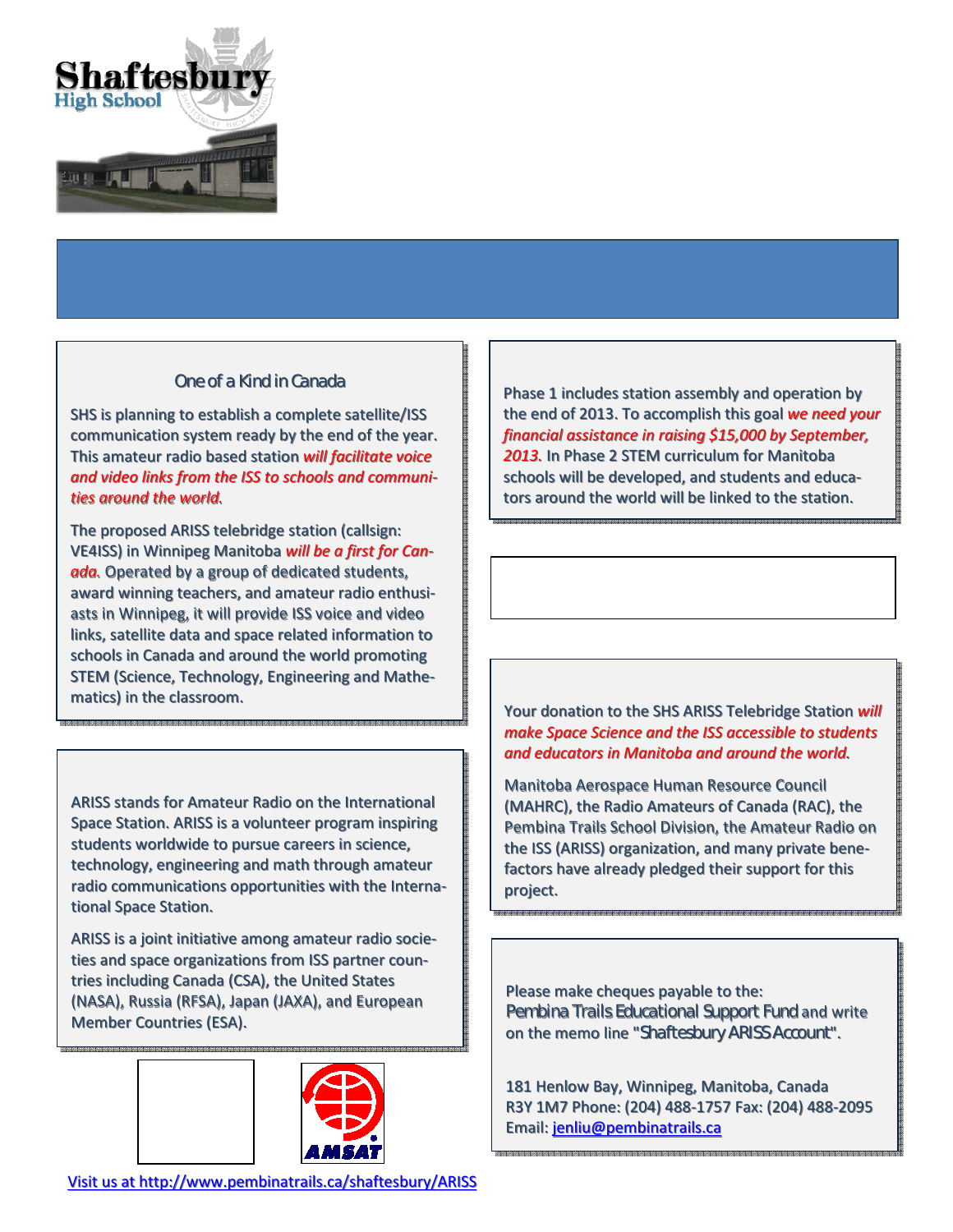Shaftesbury High School

## One of a Kind in Canada

SHS is planning to establish a complete satellite/ISS communication system ready by the end of the year. This amateur radio based station *will facilitate voice and video links from the ISS to schools and communities around the world*.

The proposed ARISS telebridge station (callsign: VE4ISS) in Winnipeg Manitoba *will be a first for Canada*. Operated by a group of dedicated students, award winning teachers, and amateur radio enthusiasts in Winnipeg, it will provide ISS voice and video links, satellite data and space related information to schools in Canada and around the world promoting STEM (Science, Technology, Engineering and Mathematics) in the classroom.

ARISS stands for Amateur Radio on the International Space Station. ARISS is a volunteer program inspiring students worldwide to pursue careers in science, technology, engineering and math through amateur radio communications opportunities with the International Space Station.

ARISS is a joint initiative among amateur radio societies and space organizations from ISS partner countries including Canada (CSA), the United States (NASA), Russia (RFSA), Japan (JAXA), and European Member Countries (ESA).

AMSAT

Visit us at http://www.pembinatrails.ca/shaftesbury/ARISS

Phase 1 includes station assembly and operation by the end of 2013. To accomplish this goal *we need your financial assistance in raising $15,000 by September, 2013.* In Phase 2 STEM curriculum for Manitoba schools will be developed, and students and educators around the world will be linked to the station.

Your donation to the SHS ARISS Telebridge Station *will make Space Science and the ISS accessible to students and educators in Manitoba and around the world.*

Manitoba Aerospace Human Resource Council (MAHRC), the Radio Amateurs of Canada (RAC), the Pembina Trails School Division, the Amateur Radio on the ISS (ARISS) organization, and many private benefactors have already pledged their support for this project.

Please make cheques payable to the:
Pembina Trails Educational Support Fund and write on the memo line "Shaftesbury ARISS Account".

181 Henlow Bay, Winnipeg, Manitoba, Canada
R3Y 1M7 Phone: (204) 488-1757 Fax: (204) 488-2095
Email: jenliu@pembinatrails.ca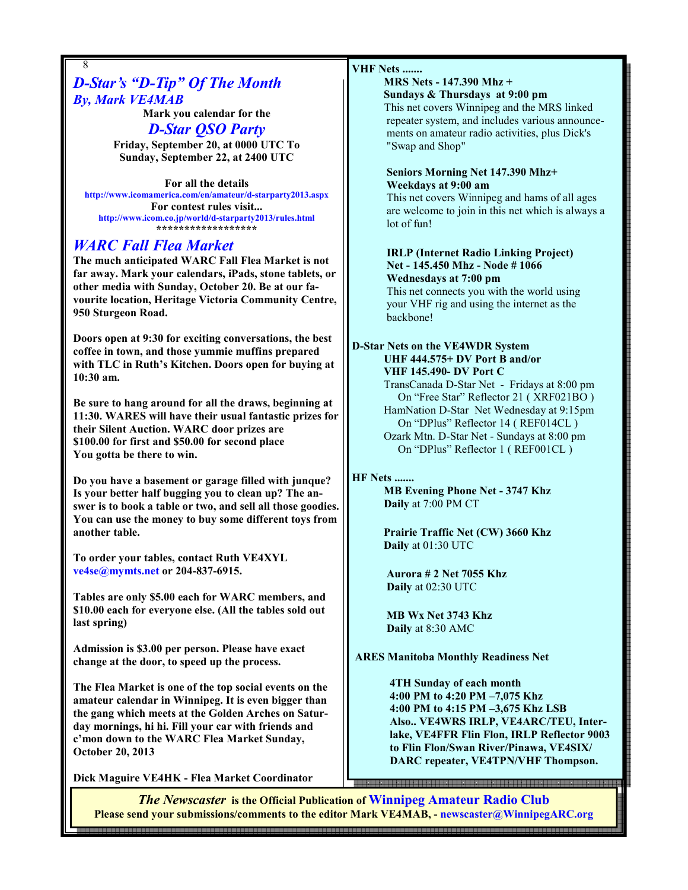## *D-Star's "D-Tip" Of The Month*

### *By, Mark VE4MAB*

**Mark you calendar for the**

## *D-Star QSO Party*

**Friday, September 20, at 0000 UTC To**
**Sunday, September 22, at 2400 UTC**

**For all the details**
**http://www.icomamerica.com/en/amateur/d-starparty2013.aspx**
**For contest rules visit...**
**http://www.icom.co.jp/world/d-starparty2013/rules.html**
**\*\*\*\*\*\*\*\*\*\*\*\*\*\*\*\*\*\*\***

## *WARC Fall Flea Market*

**The much anticipated WARC Fall Flea Market is not far away. Mark your calendars, iPads, stone tablets, or other media with Sunday, October 20. Be at our favourite location, Heritage Victoria Community Centre, 950 Sturgeon Road.**

**Doors open at 9:30 for exciting conversations, the best coffee in town, and those yummie muffins prepared with TLC in Ruth's Kitchen. Doors open for buying at 10:30 am.**

**Be sure to hang around for all the draws, beginning at 11:30. WARES will have their usual fantastic prizes for their Silent Auction. WARC door prizes are $100.00 for first and $50.00 for second place You gotta be there to win.**

**Do you have a basement or garage filled with junque? Is your better half bugging you to clean up? The answer is to book a table or two, and sell all those goodies. You can use the money to buy some different toys from another table.**

**To order your tables, contact Ruth VE4XYL ve4se@mymts.net or 204-837-6915.**

**Tables are only $5.00 each for WARC members, and $10.00 each for everyone else. (All the tables sold out last spring)**

**Admission is $3.00 per person. Please have exact change at the door, to speed up the process.**

**The Flea Market is one of the top social events on the amateur calendar in Winnipeg. It is even bigger than the gang which meets at the Golden Arches on Saturday mornings, hi hi. Fill your car with friends and c'mon down to the WARC Flea Market Sunday, October 20, 2013**

**Dick Maguire VE4HK - Flea Market Coordinator**

**VHF Nets .......**

**MRS Nets - 147.390 Mhz +**
**Sundays & Thursdays at 9:00 pm**
This net covers Winnipeg and the MRS linked repeater system, and includes various announcements on amateur radio activities, plus Dick's "Swap and Shop"

**Seniors Morning Net 147.390 Mhz+**
**Weekdays at 9:00 am**
This net covers Winnipeg and hams of all ages are welcome to join in this net which is always a lot of fun!

**IRLP (Internet Radio Linking Project)**
**Net - 145.450 Mhz - Node # 1066**
**Wednesdays at 7:00 pm**
This net connects you with the world using your VHF rig and using the internet as the backbone!

**D-Star Nets on the VE4WDR System**
**UHF 444.575+ DV Port B and/or**
**VHF 145.490- DV Port C**
TransCanada D-Star Net - Fridays at 8:00 pm
On "Free Star" Reflector 21 ( XRF021BO )
HamNation D-Star Net Wednesday at 9:15pm
On "DPlus" Reflector 14 ( REF014CL )
Ozark Mtn. D-Star Net - Sundays at 8:00 pm
On "DPlus" Reflector 1 ( REF001CL )

**HF Nets .......**

**MB Evening Phone Net - 3747 Khz**
**Daily** at 7:00 PM CT

**Prairie Traffic Net (CW) 3660 Khz**
**Daily** at 01:30 UTC

**Aurora # 2 Net 7055 Khz**
**Daily** at 02:30 UTC

**MB Wx Net 3743 Khz**
**Daily** at 8:30 AMC

**ARES Manitoba Monthly Readiness Net**

**4TH Sunday of each month**
**4:00 PM to 4:20 PM –7,075 Khz**
**4:00 PM to 4:15 PM –3,675 Khz LSB**
**Also.. VE4WRS IRLP, VE4ARC/TEU, Interlake, VE4FFR Flin Flon, IRLP Reflector 9003 to Flin Flon/Swan River/Pinawa, VE4SIX/ DARC repeater, VE4TPN/VHF Thompson.**

***The Newscaster* is the Official Publication of Winnipeg Amateur Radio Club**
**Please send your submissions/comments to the editor Mark VE4MAB, - newscaster@WinnipegARC.org**